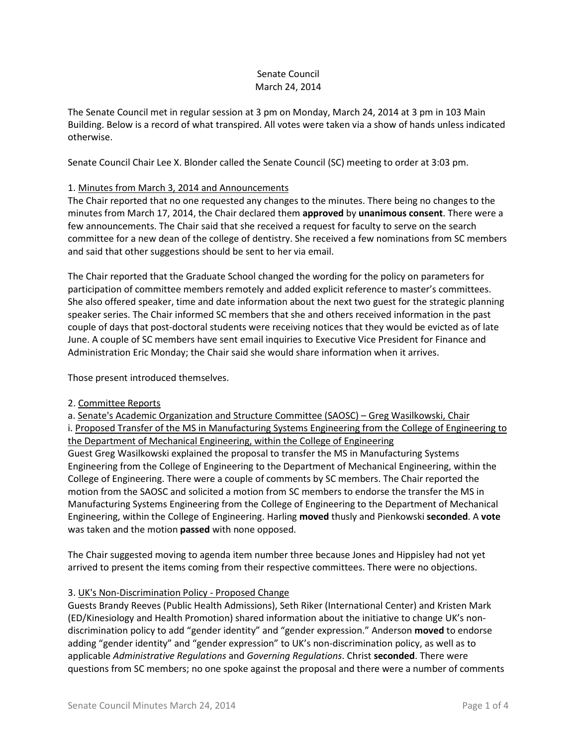Senate Council
March 24, 2014

The Senate Council met in regular session at 3 pm on Monday, March 24, 2014 at 3 pm in 103 Main Building. Below is a record of what transpired. All votes were taken via a show of hands unless indicated otherwise.

Senate Council Chair Lee X. Blonder called the Senate Council (SC) meeting to order at 3:03 pm.

1. Minutes from March 3, 2014 and Announcements

The Chair reported that no one requested any changes to the minutes. There being no changes to the minutes from March 17, 2014, the Chair declared them **approved** by **unanimous consent**. There were a few announcements. The Chair said that she received a request for faculty to serve on the search committee for a new dean of the college of dentistry. She received a few nominations from SC members and said that other suggestions should be sent to her via email.

The Chair reported that the Graduate School changed the wording for the policy on parameters for participation of committee members remotely and added explicit reference to master's committees. She also offered speaker, time and date information about the next two guest for the strategic planning speaker series. The Chair informed SC members that she and others received information in the past couple of days that post-doctoral students were receiving notices that they would be evicted as of late June. A couple of SC members have sent email inquiries to Executive Vice President for Finance and Administration Eric Monday; the Chair said she would share information when it arrives.

Those present introduced themselves.

2. Committee Reports

a. Senate's Academic Organization and Structure Committee (SAOSC) – Greg Wasilkowski, Chair

i. Proposed Transfer of the MS in Manufacturing Systems Engineering from the College of Engineering to the Department of Mechanical Engineering, within the College of Engineering

Guest Greg Wasilkowski explained the proposal to transfer the MS in Manufacturing Systems Engineering from the College of Engineering to the Department of Mechanical Engineering, within the College of Engineering. There were a couple of comments by SC members. The Chair reported the motion from the SAOSC and solicited a motion from SC members to endorse the transfer the MS in Manufacturing Systems Engineering from the College of Engineering to the Department of Mechanical Engineering, within the College of Engineering. Harling **moved** thusly and Pienkowski **seconded**. A **vote** was taken and the motion **passed** with none opposed.

The Chair suggested moving to agenda item number three because Jones and Hippisley had not yet arrived to present the items coming from their respective committees. There were no objections.

3. UK's Non-Discrimination Policy - Proposed Change

Guests Brandy Reeves (Public Health Admissions), Seth Riker (International Center) and Kristen Mark (ED/Kinesiology and Health Promotion) shared information about the initiative to change UK's non-discrimination policy to add "gender identity" and "gender expression." Anderson **moved** to endorse adding "gender identity" and "gender expression" to UK's non-discrimination policy, as well as to applicable *Administrative Regulations* and *Governing Regulations*. Christ **seconded**. There were questions from SC members; no one spoke against the proposal and there were a number of comments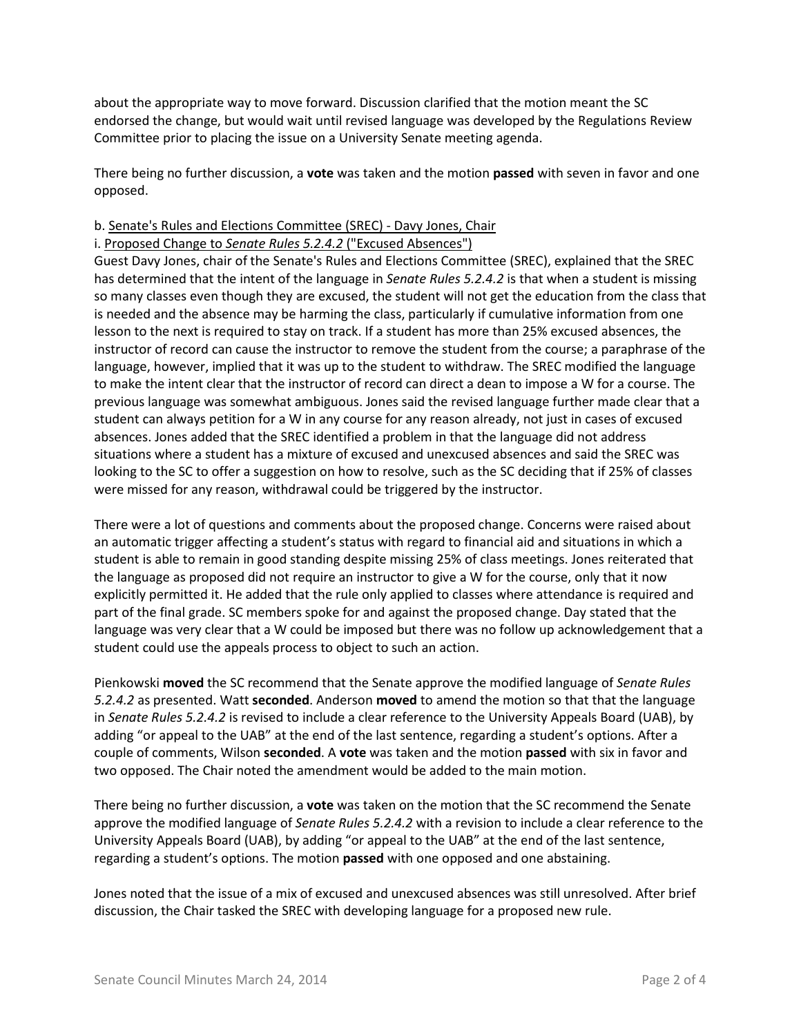about the appropriate way to move forward. Discussion clarified that the motion meant the SC endorsed the change, but would wait until revised language was developed by the Regulations Review Committee prior to placing the issue on a University Senate meeting agenda.

There being no further discussion, a **vote** was taken and the motion **passed** with seven in favor and one opposed.

b. Senate's Rules and Elections Committee (SREC) - Davy Jones, Chair

i. Proposed Change to *Senate Rules 5.2.4.2* ("Excused Absences")

Guest Davy Jones, chair of the Senate's Rules and Elections Committee (SREC), explained that the SREC has determined that the intent of the language in *Senate Rules 5.2.4.2* is that when a student is missing so many classes even though they are excused, the student will not get the education from the class that is needed and the absence may be harming the class, particularly if cumulative information from one lesson to the next is required to stay on track. If a student has more than 25% excused absences, the instructor of record can cause the instructor to remove the student from the course; a paraphrase of the language, however, implied that it was up to the student to withdraw. The SREC modified the language to make the intent clear that the instructor of record can direct a dean to impose a W for a course. The previous language was somewhat ambiguous. Jones said the revised language further made clear that a student can always petition for a W in any course for any reason already, not just in cases of excused absences. Jones added that the SREC identified a problem in that the language did not address situations where a student has a mixture of excused and unexcused absences and said the SREC was looking to the SC to offer a suggestion on how to resolve, such as the SC deciding that if 25% of classes were missed for any reason, withdrawal could be triggered by the instructor.

There were a lot of questions and comments about the proposed change. Concerns were raised about an automatic trigger affecting a student's status with regard to financial aid and situations in which a student is able to remain in good standing despite missing 25% of class meetings. Jones reiterated that the language as proposed did not require an instructor to give a W for the course, only that it now explicitly permitted it. He added that the rule only applied to classes where attendance is required and part of the final grade. SC members spoke for and against the proposed change. Day stated that the language was very clear that a W could be imposed but there was no follow up acknowledgement that a student could use the appeals process to object to such an action.

Pienkowski **moved** the SC recommend that the Senate approve the modified language of *Senate Rules 5.2.4.2* as presented. Watt **seconded**. Anderson **moved** to amend the motion so that that the language in *Senate Rules 5.2.4.2* is revised to include a clear reference to the University Appeals Board (UAB), by adding "or appeal to the UAB" at the end of the last sentence, regarding a student's options. After a couple of comments, Wilson **seconded**. A **vote** was taken and the motion **passed** with six in favor and two opposed. The Chair noted the amendment would be added to the main motion.

There being no further discussion, a **vote** was taken on the motion that the SC recommend the Senate approve the modified language of *Senate Rules 5.2.4.2* with a revision to include a clear reference to the University Appeals Board (UAB), by adding "or appeal to the UAB" at the end of the last sentence, regarding a student's options. The motion **passed** with one opposed and one abstaining.

Jones noted that the issue of a mix of excused and unexcused absences was still unresolved. After brief discussion, the Chair tasked the SREC with developing language for a proposed new rule.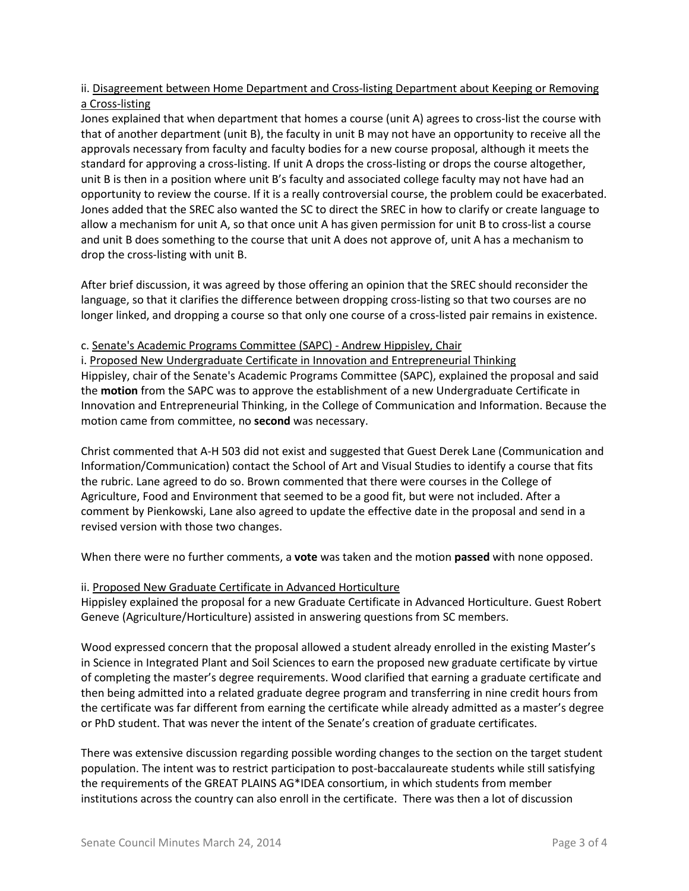ii. <u>Disagreement between Home Department and Cross-listing Department about Keeping or Removing a Cross-listing</u>

Jones explained that when department that homes a course (unit A) agrees to cross-list the course with that of another department (unit B), the faculty in unit B may not have an opportunity to receive all the approvals necessary from faculty and faculty bodies for a new course proposal, although it meets the standard for approving a cross-listing. If unit A drops the cross-listing or drops the course altogether, unit B is then in a position where unit B's faculty and associated college faculty may not have had an opportunity to review the course. If it is a really controversial course, the problem could be exacerbated. Jones added that the SREC also wanted the SC to direct the SREC in how to clarify or create language to allow a mechanism for unit A, so that once unit A has given permission for unit B to cross-list a course and unit B does something to the course that unit A does not approve of, unit A has a mechanism to drop the cross-listing with unit B.

After brief discussion, it was agreed by those offering an opinion that the SREC should reconsider the language, so that it clarifies the difference between dropping cross-listing so that two courses are no longer linked, and dropping a course so that only one course of a cross-listed pair remains in existence.

c. <u>Senate's Academic Programs Committee (SAPC) - Andrew Hippisley, Chair</u>

i. <u>Proposed New Undergraduate Certificate in Innovation and Entrepreneurial Thinking</u>

Hippisley, chair of the Senate's Academic Programs Committee (SAPC), explained the proposal and said the **motion** from the SAPC was to approve the establishment of a new Undergraduate Certificate in Innovation and Entrepreneurial Thinking, in the College of Communication and Information. Because the motion came from committee, no **second** was necessary.

Christ commented that A-H 503 did not exist and suggested that Guest Derek Lane (Communication and Information/Communication) contact the School of Art and Visual Studies to identify a course that fits the rubric. Lane agreed to do so. Brown commented that there were courses in the College of Agriculture, Food and Environment that seemed to be a good fit, but were not included. After a comment by Pienkowski, Lane also agreed to update the effective date in the proposal and send in a revised version with those two changes.

When there were no further comments, a **vote** was taken and the motion **passed** with none opposed.

ii. <u>Proposed New Graduate Certificate in Advanced Horticulture</u>

Hippisley explained the proposal for a new Graduate Certificate in Advanced Horticulture. Guest Robert Geneve (Agriculture/Horticulture) assisted in answering questions from SC members.

Wood expressed concern that the proposal allowed a student already enrolled in the existing Master's in Science in Integrated Plant and Soil Sciences to earn the proposed new graduate certificate by virtue of completing the master's degree requirements. Wood clarified that earning a graduate certificate and then being admitted into a related graduate degree program and transferring in nine credit hours from the certificate was far different from earning the certificate while already admitted as a master's degree or PhD student. That was never the intent of the Senate's creation of graduate certificates.

There was extensive discussion regarding possible wording changes to the section on the target student population. The intent was to restrict participation to post-baccalaureate students while still satisfying the requirements of the GREAT PLAINS AG*IDEA consortium, in which students from member institutions across the country can also enroll in the certificate. There was then a lot of discussion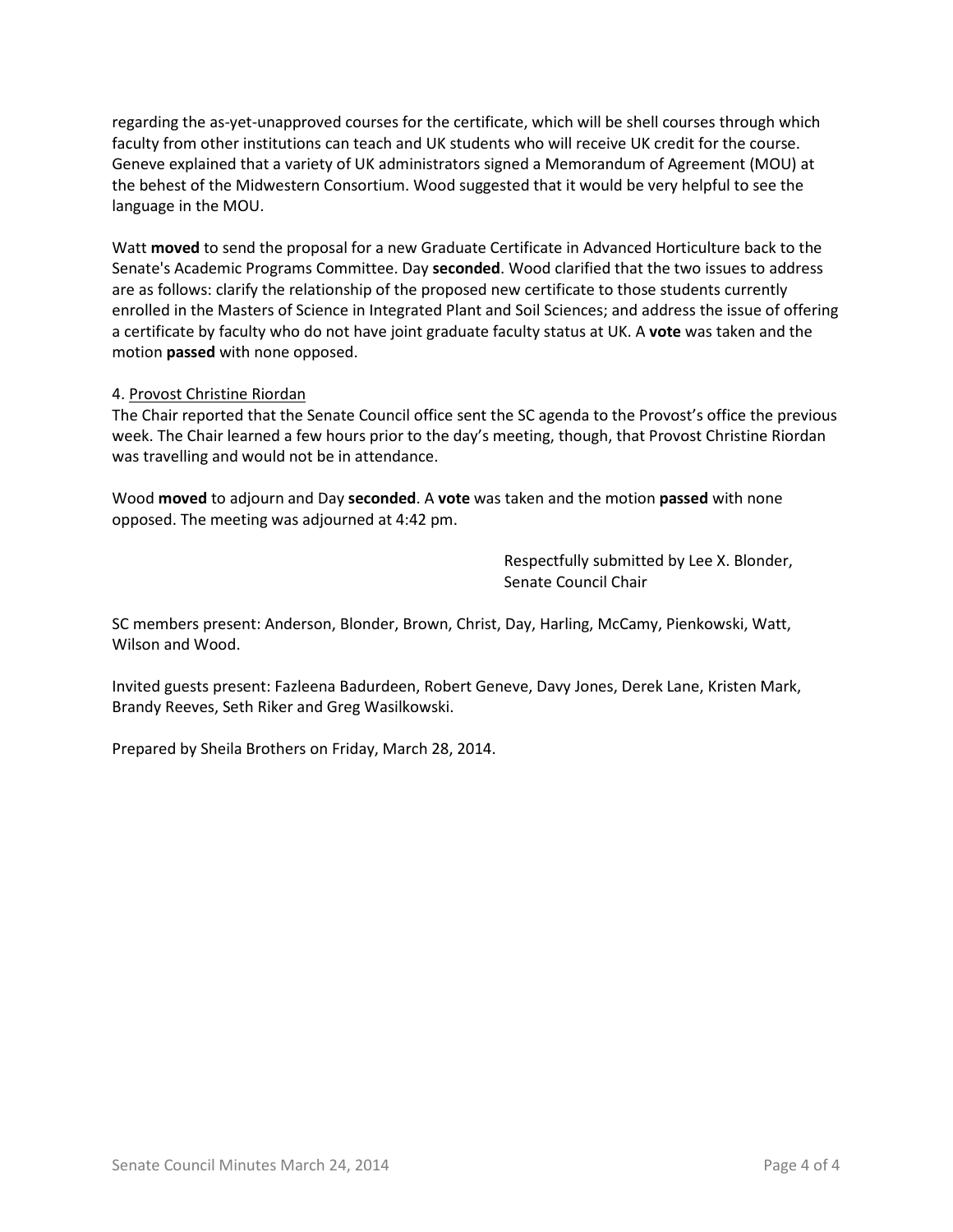regarding the as-yet-unapproved courses for the certificate, which will be shell courses through which faculty from other institutions can teach and UK students who will receive UK credit for the course. Geneve explained that a variety of UK administrators signed a Memorandum of Agreement (MOU) at the behest of the Midwestern Consortium. Wood suggested that it would be very helpful to see the language in the MOU.

Watt **moved** to send the proposal for a new Graduate Certificate in Advanced Horticulture back to the Senate's Academic Programs Committee. Day **seconded**. Wood clarified that the two issues to address are as follows: clarify the relationship of the proposed new certificate to those students currently enrolled in the Masters of Science in Integrated Plant and Soil Sciences; and address the issue of offering a certificate by faculty who do not have joint graduate faculty status at UK. A **vote** was taken and the motion **passed** with none opposed.

4. Provost Christine Riordan

The Chair reported that the Senate Council office sent the SC agenda to the Provost's office the previous week. The Chair learned a few hours prior to the day's meeting, though, that Provost Christine Riordan was travelling and would not be in attendance.

Wood **moved** to adjourn and Day **seconded**. A **vote** was taken and the motion **passed** with none opposed. The meeting was adjourned at 4:42 pm.

Respectfully submitted by Lee X. Blonder,
Senate Council Chair

SC members present: Anderson, Blonder, Brown, Christ, Day, Harling, McCamy, Pienkowski, Watt, Wilson and Wood.

Invited guests present: Fazleena Badurdeen, Robert Geneve, Davy Jones, Derek Lane, Kristen Mark, Brandy Reeves, Seth Riker and Greg Wasilkowski.

Prepared by Sheila Brothers on Friday, March 28, 2014.